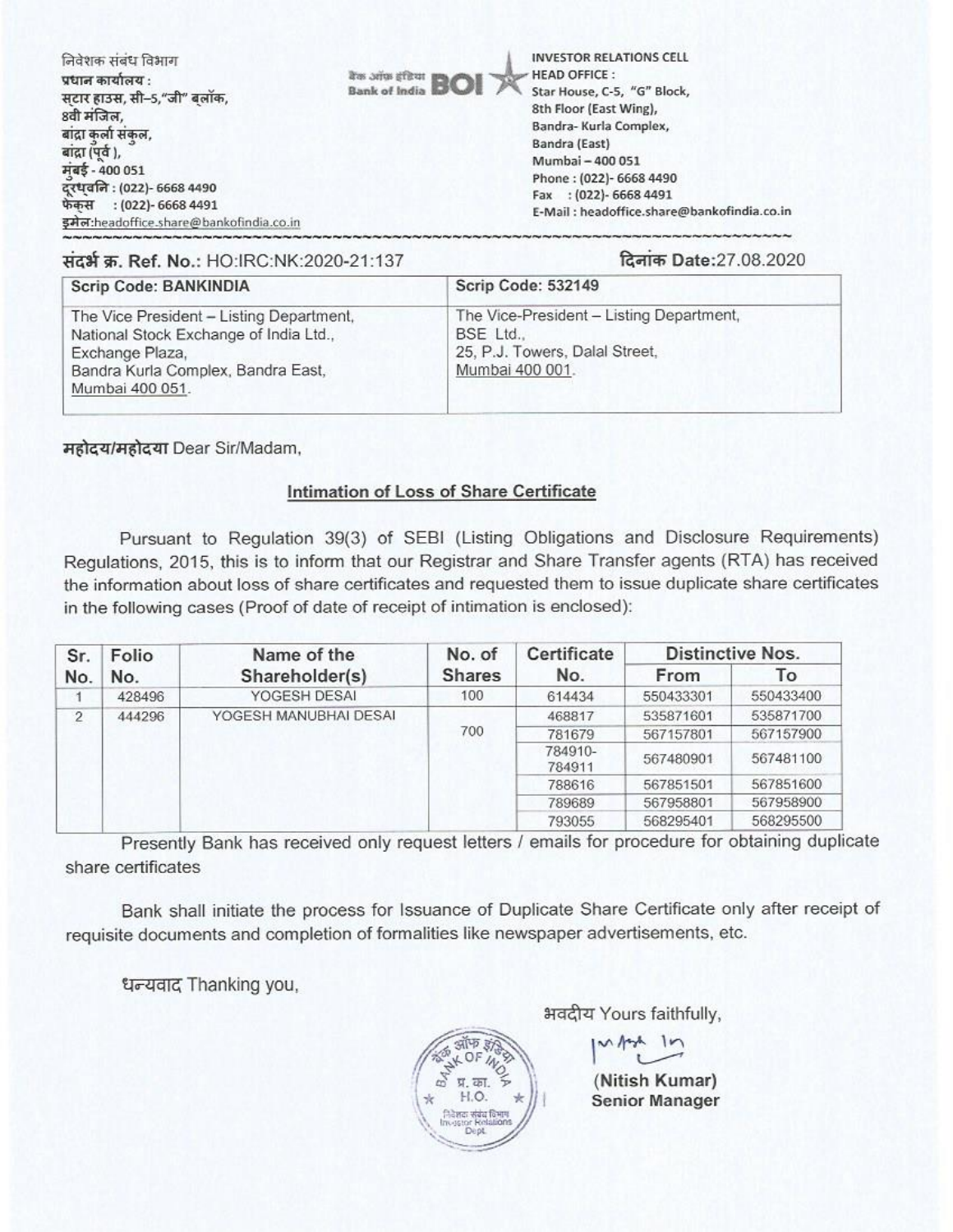निवेशक संबंध विभाग
प्रधान कार्यालय :
स्टार हाउस, सी–5,"जी" ब्लॉक,
8वी मंजिल,
बांद्रा कुर्ला संकुल,
बांद्रा (पूर्व),
मुंबई - 400 051
दूरध्वनि : (022)- 6668 4490
फेक्स : (022)- 6668 4491
इमेल:headoffice.share@bankofindia.co.in

बैंक ऑफ इंडिया Bank of India BOI

INVESTOR RELATIONS CELL
HEAD OFFICE :
Star House, C-5, "G" Block,
8th Floor (East Wing),
Bandra- Kurla Complex,
Bandra (East)
Mumbai – 400 051
Phone : (022)- 6668 4490
Fax : (022)- 6668 4491
E-Mail : headoffice.share@bankofindia.co.in

संदर्भ क्र. Ref. No.: HO:IRC:NK:2020-21:137

दिनांक Date:27.08.2020

| Scrip Code: BANKINDIA | Scrip Code: 532149 |
|---|---|
| The Vice President – Listing Department, National Stock Exchange of India Ltd., Exchange Plaza, Bandra Kurla Complex, Bandra East, Mumbai 400 051. | The Vice-President – Listing Department, BSE Ltd., 25, P.J. Towers, Dalal Street, Mumbai 400 001. |

महोदय/महोदया Dear Sir/Madam,

## Intimation of Loss of Share Certificate

Pursuant to Regulation 39(3) of SEBI (Listing Obligations and Disclosure Requirements) Regulations, 2015, this is to inform that our Registrar and Share Transfer agents (RTA) has received the information about loss of share certificates and requested them to issue duplicate share certificates in the following cases (Proof of date of receipt of intimation is enclosed):

| Sr. No. | Folio No. | Name of the Shareholder(s) | No. of Shares | Certificate No. | Distinctive Nos. | |
|---|---|---|---|---|---|---|
| | | | | | From | To |
| 1 | 428496 | YOGESH DESAI | 100 | 614434 | 550433301 | 550433400 |
| 2 | 444296 | YOGESH MANUBHAI DESAI | 700 | 468817 | 535871601 | 535871700 |
| | | | | 781679 | 567157801 | 567157900 |
| | | | | 784910-784911 | 567480901 | 567481100 |
| | | | | 788616 | 567851501 | 567851600 |
| | | | | 789689 | 567958801 | 567958900 |
| | | | | 793055 | 568295401 | 568295500 |

Presently Bank has received only request letters / emails for procedure for obtaining duplicate share certificates

Bank shall initiate the process for Issuance of Duplicate Share Certificate only after receipt of requisite documents and completion of formalities like newspaper advertisements, etc.

धन्यवाद Thanking you,

भवदीय Yours faithfully,

(Nitish Kumar)
Senior Manager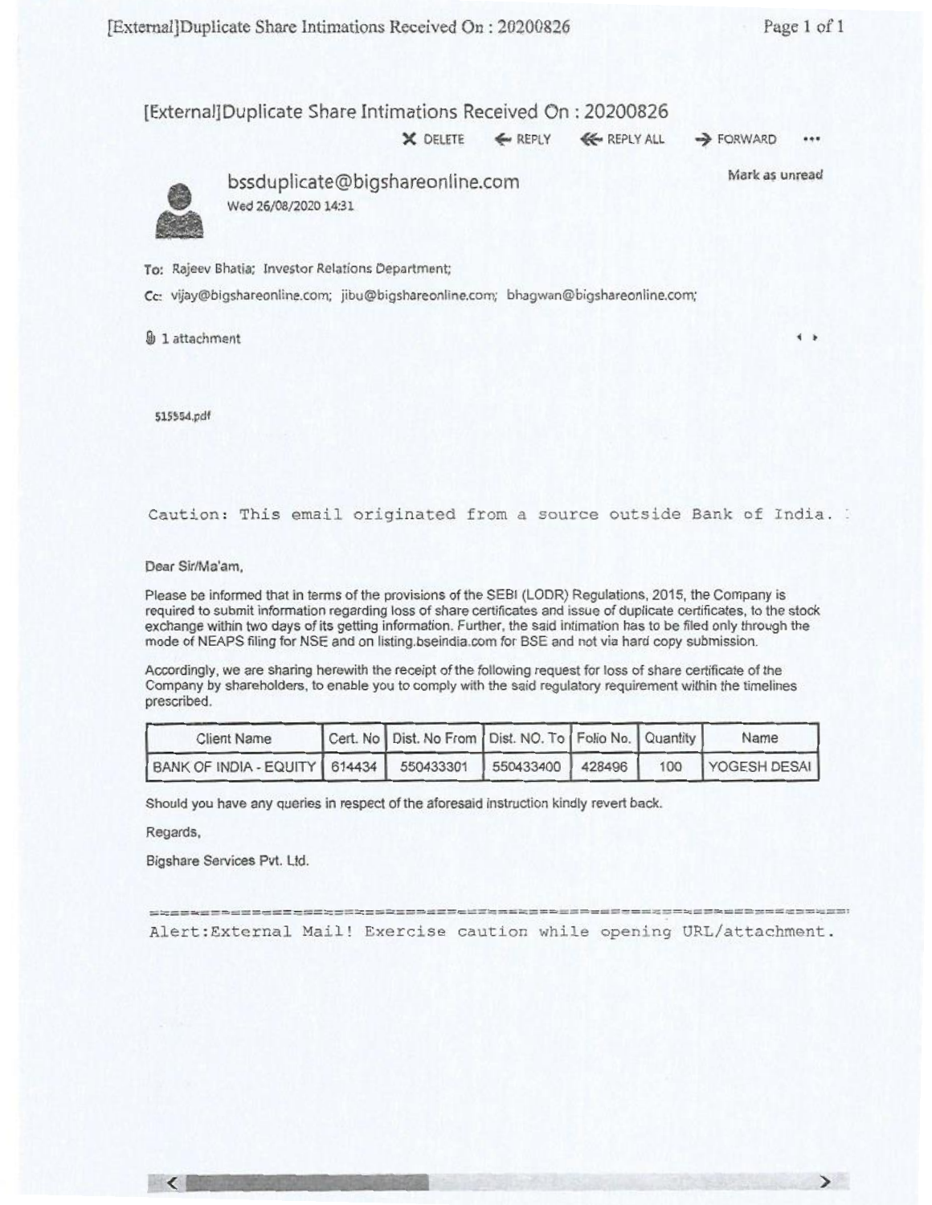# [External]Duplicate Share Intimations Received On : 20200826

DELETE | REPLY | REPLY ALL | FORWARD | ...

**bssduplicate@bigshareonline.com**
Wed 26/08/2020 14:31

Mark as unread

To: Rajeev Bhatia; Investor Relations Department;

Cc: vijay@bigshareonline.com; jibu@bigshareonline.com; bhagwan@bigshareonline.com;

1 attachment

515554.pdf

Caution: This email originated from a source outside Bank of India.

Dear Sir/Ma'am,

Please be informed that in terms of the provisions of the SEBI (LODR) Regulations, 2015, the Company is required to submit information regarding loss of share certificates and issue of duplicate certificates, to the stock exchange within two days of its getting information. Further, the said intimation has to be filed only through the mode of NEAPS filing for NSE and on listing.bseindia.com for BSE and not via hard copy submission.

Accordingly, we are sharing herewith the receipt of the following request for loss of share certificate of the Company by shareholders, to enable you to comply with the said regulatory requirement within the timelines prescribed.

| Client Name | Cert. No | Dist. No From | Dist. NO. To | Folio No. | Quantity | Name |
|---|---|---|---|---|---|---|
| BANK OF INDIA - EQUITY | 614434 | 550433301 | 550433400 | 428496 | 100 | YOGESH DESAI |

Should you have any queries in respect of the aforesaid instruction kindly revert back.

Regards,

Bigshare Services Pvt. Ltd.

Alert:External Mail! Exercise caution while opening URL/attachment.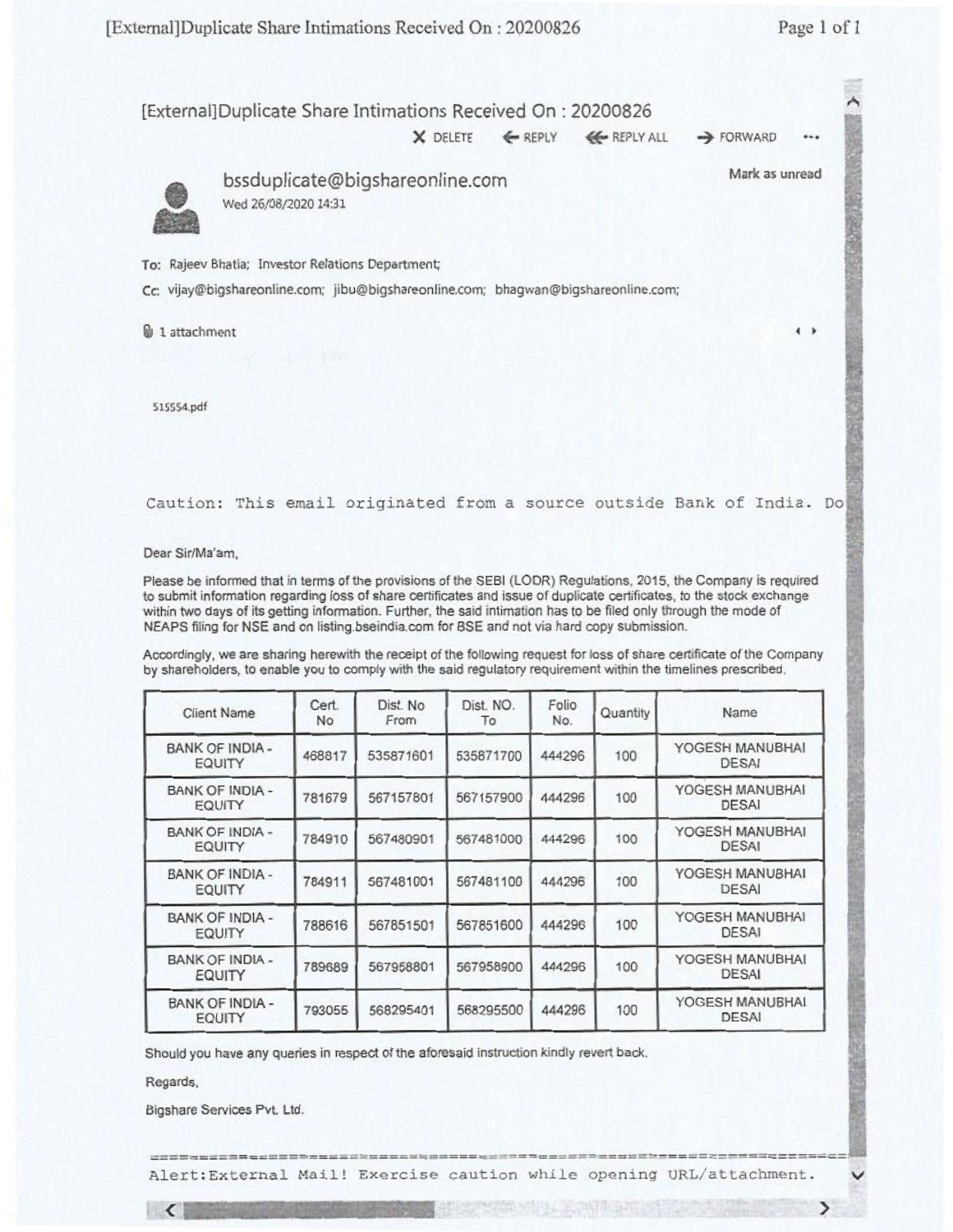# [External]Duplicate Share Intimations Received On : 20200826

X DELETE ← REPLY ←← REPLY ALL → FORWARD ...

**bssduplicate@bigshareonline.com**
Wed 26/08/2020 14:31

Mark as unread

To: Rajeev Bhatia; Investor Relations Department;

Cc: vijay@bigshareonline.com; jibu@bigshareonline.com; bhagwan@bigshareonline.com;

1 attachment

515554.pdf

Caution: This email originated from a source outside Bank of India. Do

Dear Sir/Ma'am,

Please be informed that in terms of the provisions of the SEBI (LODR) Regulations, 2015, the Company is required to submit information regarding loss of share certificates and issue of duplicate certificates, to the stock exchange within two days of its getting information. Further, the said intimation has to be filed only through the mode of NEAPS filing for NSE and on listing.bseindia.com for BSE and not via hard copy submission.

Accordingly, we are sharing herewith the receipt of the following request for loss of share certificate of the Company by shareholders, to enable you to comply with the said regulatory requirement within the timelines prescribed.

| Client Name | Cert. No | Dist. No From | Dist. NO. To | Folio No. | Quantity | Name |
|---|---|---|---|---|---|---|
| BANK OF INDIA - EQUITY | 468817 | 535871601 | 535871700 | 444296 | 100 | YOGESH MANUBHAI DESAI |
| BANK OF INDIA - EQUITY | 781679 | 567157801 | 567157900 | 444296 | 100 | YOGESH MANUBHAI DESAI |
| BANK OF INDIA - EQUITY | 784910 | 567480901 | 567481000 | 444296 | 100 | YOGESH MANUBHAI DESAI |
| BANK OF INDIA - EQUITY | 784911 | 567481001 | 567481100 | 444296 | 100 | YOGESH MANUBHAI DESAI |
| BANK OF INDIA - EQUITY | 788616 | 567851501 | 567851600 | 444296 | 100 | YOGESH MANUBHAI DESAI |
| BANK OF INDIA - EQUITY | 789689 | 567958801 | 567958900 | 444296 | 100 | YOGESH MANUBHAI DESAI |
| BANK OF INDIA - EQUITY | 793055 | 568295401 | 568295500 | 444296 | 100 | YOGESH MANUBHAI DESAI |

Should you have any queries in respect of the aforesaid instruction kindly revert back.

Regards,

Bigshare Services Pvt. Ltd.

Alert:External Mail! Exercise caution while opening URL/attachment.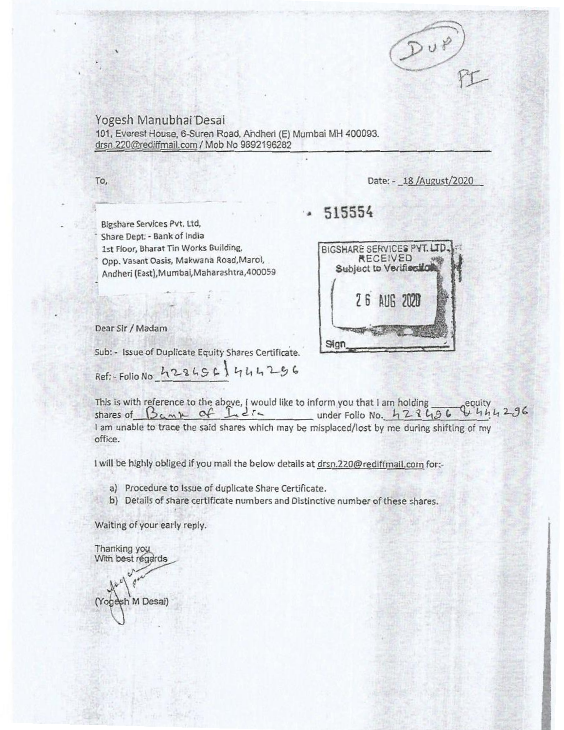Dup

PI

Yogesh Manubhai Desai

101, Everest House, 6-Suren Road, Andheri (E) Mumbai MH 400093.
drsn.220@rediffmail.com / Mob No 9892196282

To,

Date: - 18 /August/2020

515554

Bigshare Services Pvt. Ltd,
Share Dept: - Bank of India
1st Floor, Bharat Tin Works Building,
Opp. Vasant Oasis, Makwana Road, Marol,
Andheri (East), Mumbai, Maharashtra, 400059

BIGSHARE SERVICES PVT. LTD.
RECEIVED
Subject to Verification

26 AUG 2020

Sign

Dear Sir / Madam

Sub: - Issue of Duplicate Equity Shares Certificate.

Ref: - Folio No 428456 } 444296

This is with reference to the above, I would like to inform you that I am holding ______ equity shares of Bank of India under Folio No. 428456 & 444296

I am unable to trace the said shares which may be misplaced/lost by me during shifting of my office.

I will be highly obliged if you mail the below details at drsn.220@rediffmail.com for:-

a) Procedure to Issue of duplicate Share Certificate.
b) Details of share certificate numbers and Distinctive number of these shares.

Waiting of your early reply.

Thanking you
With best regards

(Yogesh M Desai)